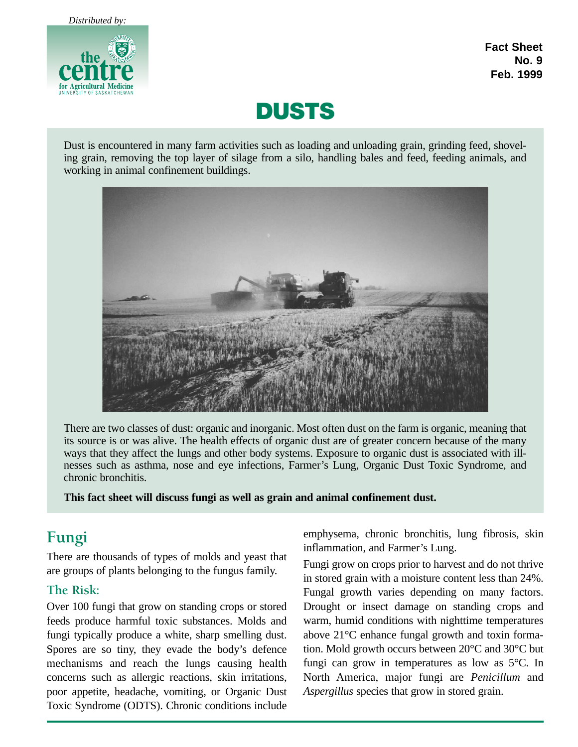Distributed by:

**the centre for Agricultural Medicine**
UNIVERSITY OF SASKATCHEWAN

**Fact Sheet**
**No. 9**
**Feb. 1999**

# DUSTS

Dust is encountered in many farm activities such as loading and unloading grain, grinding feed, shoveling grain, removing the top layer of silage from a silo, handling bales and feed, feeding animals, and working in animal confinement buildings.

There are two classes of dust: organic and inorganic. Most often dust on the farm is organic, meaning that its source is or was alive. The health effects of organic dust are of greater concern because of the many ways that they affect the lungs and other body systems. Exposure to organic dust is associated with illnesses such as asthma, nose and eye infections, Farmer's Lung, Organic Dust Toxic Syndrome, and chronic bronchitis.

**This fact sheet will discuss fungi as well as grain and animal confinement dust.**

## Fungi

There are thousands of types of molds and yeast that are groups of plants belonging to the fungus family.

### The Risk:

Over 100 fungi that grow on standing crops or stored feeds produce harmful toxic substances. Molds and fungi typically produce a white, sharp smelling dust. Spores are so tiny, they evade the body's defence mechanisms and reach the lungs causing health concerns such as allergic reactions, skin irritations, poor appetite, headache, vomiting, or Organic Dust Toxic Syndrome (ODTS). Chronic conditions include emphysema, chronic bronchitis, lung fibrosis, skin inflammation, and Farmer's Lung.

Fungi grow on crops prior to harvest and do not thrive in stored grain with a moisture content less than 24%. Fungal growth varies depending on many factors. Drought or insect damage on standing crops and warm, humid conditions with nighttime temperatures above 21°C enhance fungal growth and toxin formation. Mold growth occurs between 20°C and 30°C but fungi can grow in temperatures as low as 5°C. In North America, major fungi are *Penicillum* and *Aspergillus* species that grow in stored grain.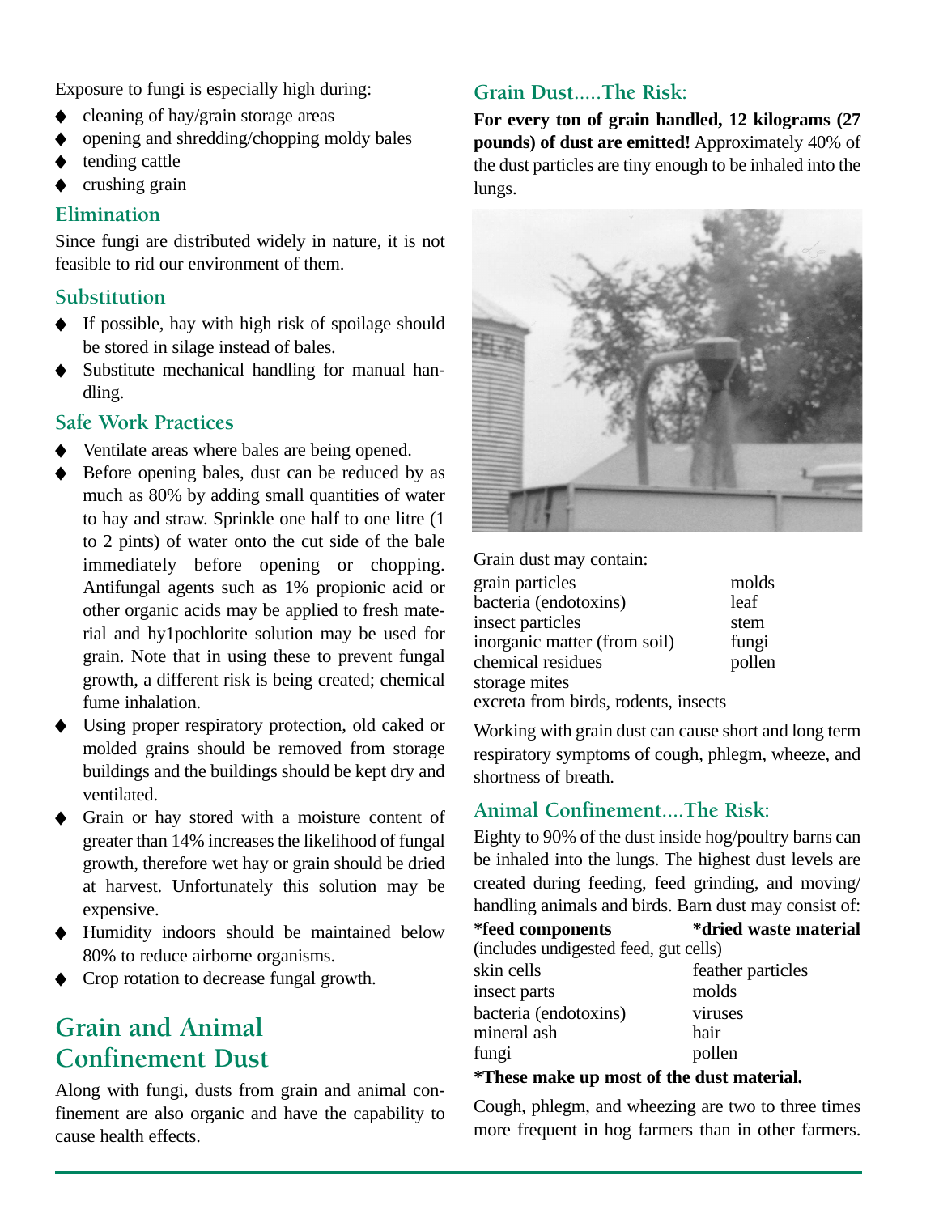Exposure to fungi is especially high during:

- cleaning of hay/grain storage areas
- opening and shredding/chopping moldy bales
- tending cattle
- crushing grain

### Elimination

Since fungi are distributed widely in nature, it is not feasible to rid our environment of them.

### Substitution

- If possible, hay with high risk of spoilage should be stored in silage instead of bales.
- Substitute mechanical handling for manual handling.

### Safe Work Practices

- Ventilate areas where bales are being opened.
- Before opening bales, dust can be reduced by as much as 80% by adding small quantities of water to hay and straw. Sprinkle one half to one litre (1 to 2 pints) of water onto the cut side of the bale immediately before opening or chopping. Antifungal agents such as 1% propionic acid or other organic acids may be applied to fresh material and hy1pochlorite solution may be used for grain. Note that in using these to prevent fungal growth, a different risk is being created; chemical fume inhalation.
- Using proper respiratory protection, old caked or molded grains should be removed from storage buildings and the buildings should be kept dry and ventilated.
- Grain or hay stored with a moisture content of greater than 14% increases the likelihood of fungal growth, therefore wet hay or grain should be dried at harvest. Unfortunately this solution may be expensive.
- Humidity indoors should be maintained below 80% to reduce airborne organisms.
- Crop rotation to decrease fungal growth.

## Grain and Animal Confinement Dust

Along with fungi, dusts from grain and animal confinement are also organic and have the capability to cause health effects.

### Grain Dust.....The Risk:

**For every ton of grain handled, 12 kilograms (27 pounds) of dust are emitted!** Approximately 40% of the dust particles are tiny enough to be inhaled into the lungs.

Grain dust may contain:

| | |
|---|---|
| grain particles | molds |
| bacteria (endotoxins) | leaf |
| insect particles | stem |
| inorganic matter (from soil) | fungi |
| chemical residues | pollen |
| storage mites | |
| excreta from birds, rodents, insects | |

Working with grain dust can cause short and long term respiratory symptoms of cough, phlegm, wheeze, and shortness of breath.

### Animal Confinement....The Risk:

Eighty to 90% of the dust inside hog/poultry barns can be inhaled into the lungs. The highest dust levels are created during feeding, feed grinding, and moving/handling animals and birds. Barn dust may consist of:

| | |
|---|---|
| **\*feed components** (includes undigested feed, gut cells) | **\*dried waste material** |
| skin cells | feather particles |
| insect parts | molds |
| bacteria (endotoxins) | viruses |
| mineral ash | hair |
| fungi | pollen |

**\*These make up most of the dust material.**

Cough, phlegm, and wheezing are two to three times more frequent in hog farmers than in other farmers.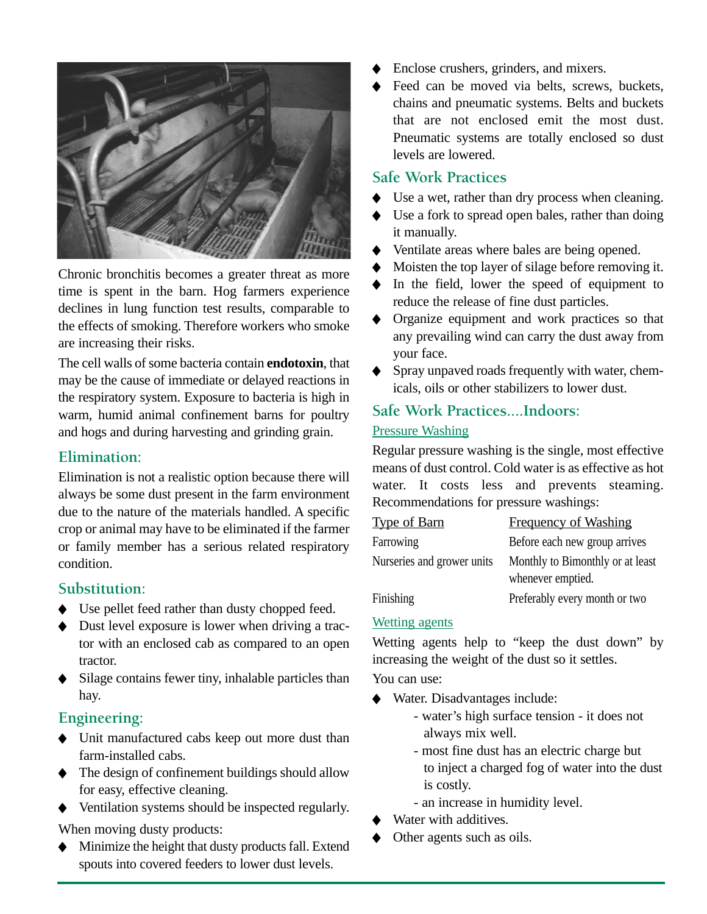Chronic bronchitis becomes a greater threat as more time is spent in the barn. Hog farmers experience declines in lung function test results, comparable to the effects of smoking. Therefore workers who smoke are increasing their risks.

The cell walls of some bacteria contain **endotoxin**, that may be the cause of immediate or delayed reactions in the respiratory system. Exposure to bacteria is high in warm, humid animal confinement barns for poultry and hogs and during harvesting and grinding grain.

## Elimination:

Elimination is not a realistic option because there will always be some dust present in the farm environment due to the nature of the materials handled. A specific crop or animal may have to be eliminated if the farmer or family member has a serious related respiratory condition.

## Substitution:

- Use pellet feed rather than dusty chopped feed.
- Dust level exposure is lower when driving a tractor with an enclosed cab as compared to an open tractor.
- Silage contains fewer tiny, inhalable particles than hay.

## Engineering:

- Unit manufactured cabs keep out more dust than farm-installed cabs.
- The design of confinement buildings should allow for easy, effective cleaning.
- Ventilation systems should be inspected regularly.

When moving dusty products:

- Minimize the height that dusty products fall. Extend spouts into covered feeders to lower dust levels.
- Enclose crushers, grinders, and mixers.
- Feed can be moved via belts, screws, buckets, chains and pneumatic systems. Belts and buckets that are not enclosed emit the most dust. Pneumatic systems are totally enclosed so dust levels are lowered.

## Safe Work Practices

- Use a wet, rather than dry process when cleaning.
- Use a fork to spread open bales, rather than doing it manually.
- Ventilate areas where bales are being opened.
- Moisten the top layer of silage before removing it.
- In the field, lower the speed of equipment to reduce the release of fine dust particles.
- Organize equipment and work practices so that any prevailing wind can carry the dust away from your face.
- Spray unpaved roads frequently with water, chemicals, oils or other stabilizers to lower dust.

## Safe Work Practices....Indoors:

### Pressure Washing

Regular pressure washing is the single, most effective means of dust control. Cold water is as effective as hot water. It costs less and prevents steaming. Recommendations for pressure washings:

| Type of Barn | Frequency of Washing |
|---|---|
| Farrowing | Before each new group arrives |
| Nurseries and grower units | Monthly to Bimonthly or at least whenever emptied. |
| Finishing | Preferably every month or two |

### Wetting agents

Wetting agents help to "keep the dust down" by increasing the weight of the dust so it settles.

You can use:

- Water. Disadvantages include:
  - water's high surface tension - it does not always mix well.
  - most fine dust has an electric charge but to inject a charged fog of water into the dust is costly.
  - an increase in humidity level.
- Water with additives.
- Other agents such as oils.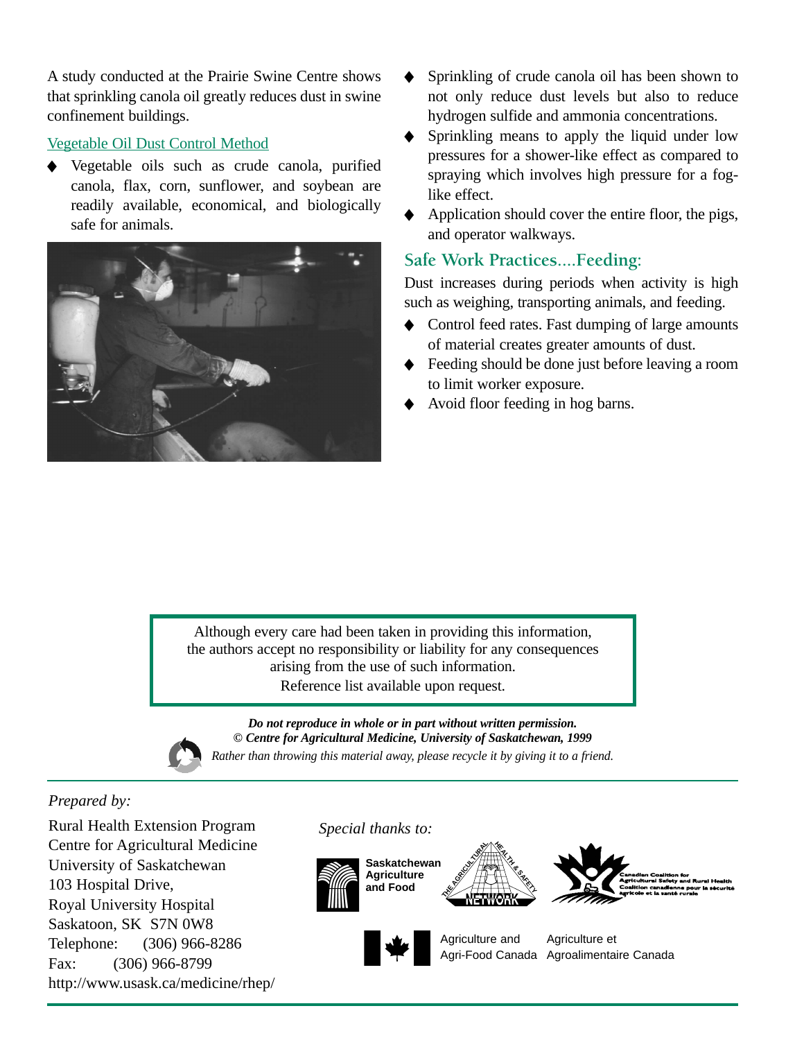A study conducted at the Prairie Swine Centre shows that sprinkling canola oil greatly reduces dust in swine confinement buildings.

Vegetable Oil Dust Control Method

- Vegetable oils such as crude canola, purified canola, flax, corn, sunflower, and soybean are readily available, economical, and biologically safe for animals.
- Sprinkling of crude canola oil has been shown to not only reduce dust levels but also to reduce hydrogen sulfide and ammonia concentrations.
- Sprinkling means to apply the liquid under low pressures for a shower-like effect as compared to spraying which involves high pressure for a fog-like effect.
- Application should cover the entire floor, the pigs, and operator walkways.

## Safe Work Practices....Feeding:

Dust increases during periods when activity is high such as weighing, transporting animals, and feeding.

- Control feed rates. Fast dumping of large amounts of material creates greater amounts of dust.
- Feeding should be done just before leaving a room to limit worker exposure.
- Avoid floor feeding in hog barns.

Although every care had been taken in providing this information, the authors accept no responsibility or liability for any consequences arising from the use of such information.
Reference list available upon request.

***Do not reproduce in whole or in part without written permission.***
***© Centre for Agricultural Medicine, University of Saskatchewan, 1999***

*Rather than throwing this material away, please recycle it by giving it to a friend.*

*Prepared by:*

Rural Health Extension Program
Centre for Agricultural Medicine
University of Saskatchewan
103 Hospital Drive,
Royal University Hospital
Saskatoon, SK S7N 0W8
Telephone: (306) 966-8286
Fax: (306) 966-8799
http://www.usask.ca/medicine/rhep/

*Special thanks to:*

Saskatchewan Agriculture and Food

The Agricultural Health & Safety Network

Canadian Coalition for Agricultural Safety and Rural Health
Coalition canadienne pour la sécurité agricole et la santé rurale

Agriculture and Agri-Food Canada / Agriculture et Agroalimentaire Canada